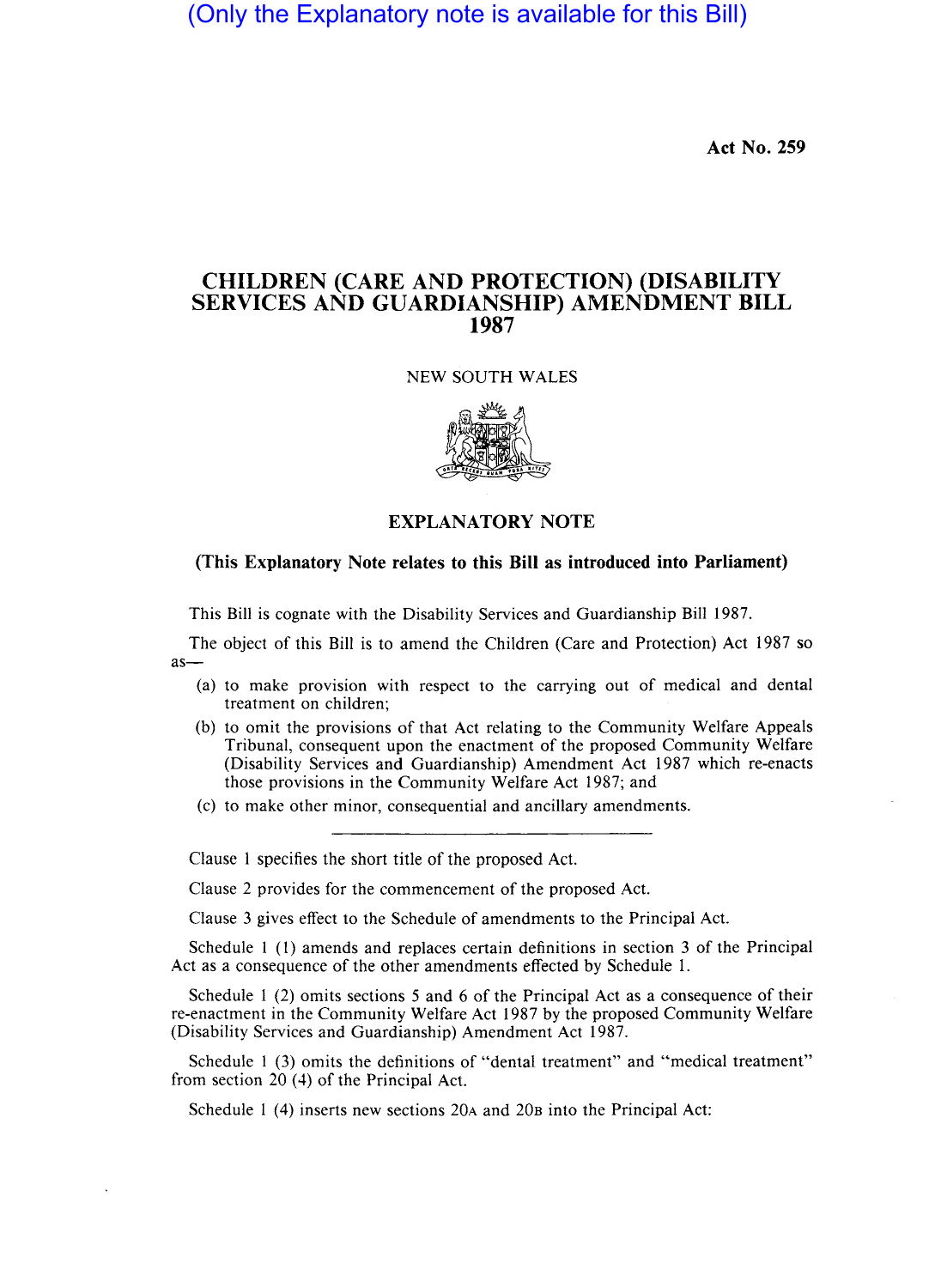(Only the Explanatory note is available for this Bill)

**Act No. 259**

# CHILDREN (CARE AND PROTECTION) (DISABILITY SERVICES AND GUARDIANSHIP) AMENDMENT BILL 1987

NEW SOUTH WALES

## EXPLANATORY NOTE

**(This Explanatory Note relates to this Bill as introduced into Parliament)**

This Bill is cognate with the Disability Services and Guardianship Bill 1987.

The object of this Bill is to amend the Children (Care and Protection) Act 1987 so as—

(a) to make provision with respect to the carrying out of medical and dental treatment on children;

(b) to omit the provisions of that Act relating to the Community Welfare Appeals Tribunal, consequent upon the enactment of the proposed Community Welfare (Disability Services and Guardianship) Amendment Act 1987 which re-enacts those provisions in the Community Welfare Act 1987; and

(c) to make other minor, consequential and ancillary amendments.

---

Clause 1 specifies the short title of the proposed Act.

Clause 2 provides for the commencement of the proposed Act.

Clause 3 gives effect to the Schedule of amendments to the Principal Act.

Schedule 1 (1) amends and replaces certain definitions in section 3 of the Principal Act as a consequence of the other amendments effected by Schedule 1.

Schedule 1 (2) omits sections 5 and 6 of the Principal Act as a consequence of their re-enactment in the Community Welfare Act 1987 by the proposed Community Welfare (Disability Services and Guardianship) Amendment Act 1987.

Schedule 1 (3) omits the definitions of "dental treatment" and "medical treatment" from section 20 (4) of the Principal Act.

Schedule 1 (4) inserts new sections 20A and 20B into the Principal Act: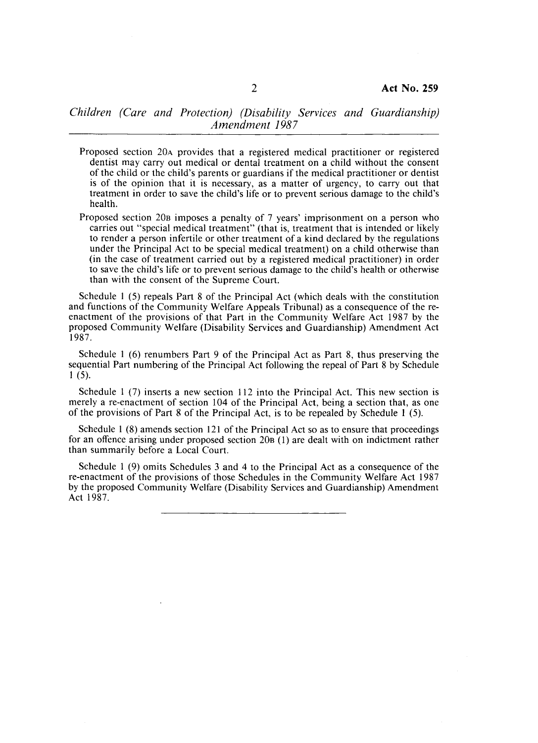Proposed section 20A provides that a registered medical practitioner or registered dentist may carry out medical or dental treatment on a child without the consent of the child or the child's parents or guardians if the medical practitioner or dentist is of the opinion that it is necessary, as a matter of urgency, to carry out that treatment in order to save the child's life or to prevent serious damage to the child's health.

Proposed section 20B imposes a penalty of 7 years' imprisonment on a person who carries out "special medical treatment" (that is, treatment that is intended or likely to render a person infertile or other treatment of a kind declared by the regulations under the Principal Act to be special medical treatment) on a child otherwise than (in the case of treatment carried out by a registered medical practitioner) in order to save the child's life or to prevent serious damage to the child's health or otherwise than with the consent of the Supreme Court.

Schedule 1 (5) repeals Part 8 of the Principal Act (which deals with the constitution and functions of the Community Welfare Appeals Tribunal) as a consequence of the re-enactment of the provisions of that Part in the Community Welfare Act 1987 by the proposed Community Welfare (Disability Services and Guardianship) Amendment Act 1987.

Schedule 1 (6) renumbers Part 9 of the Principal Act as Part 8, thus preserving the sequential Part numbering of the Principal Act following the repeal of Part 8 by Schedule 1 (5).

Schedule 1 (7) inserts a new section 112 into the Principal Act. This new section is merely a re-enactment of section 104 of the Principal Act, being a section that, as one of the provisions of Part 8 of the Principal Act, is to be repealed by Schedule 1 (5).

Schedule 1 (8) amends section 121 of the Principal Act so as to ensure that proceedings for an offence arising under proposed section 20B (1) are dealt with on indictment rather than summarily before a Local Court.

Schedule 1 (9) omits Schedules 3 and 4 to the Principal Act as a consequence of the re-enactment of the provisions of those Schedules in the Community Welfare Act 1987 by the proposed Community Welfare (Disability Services and Guardianship) Amendment Act 1987.